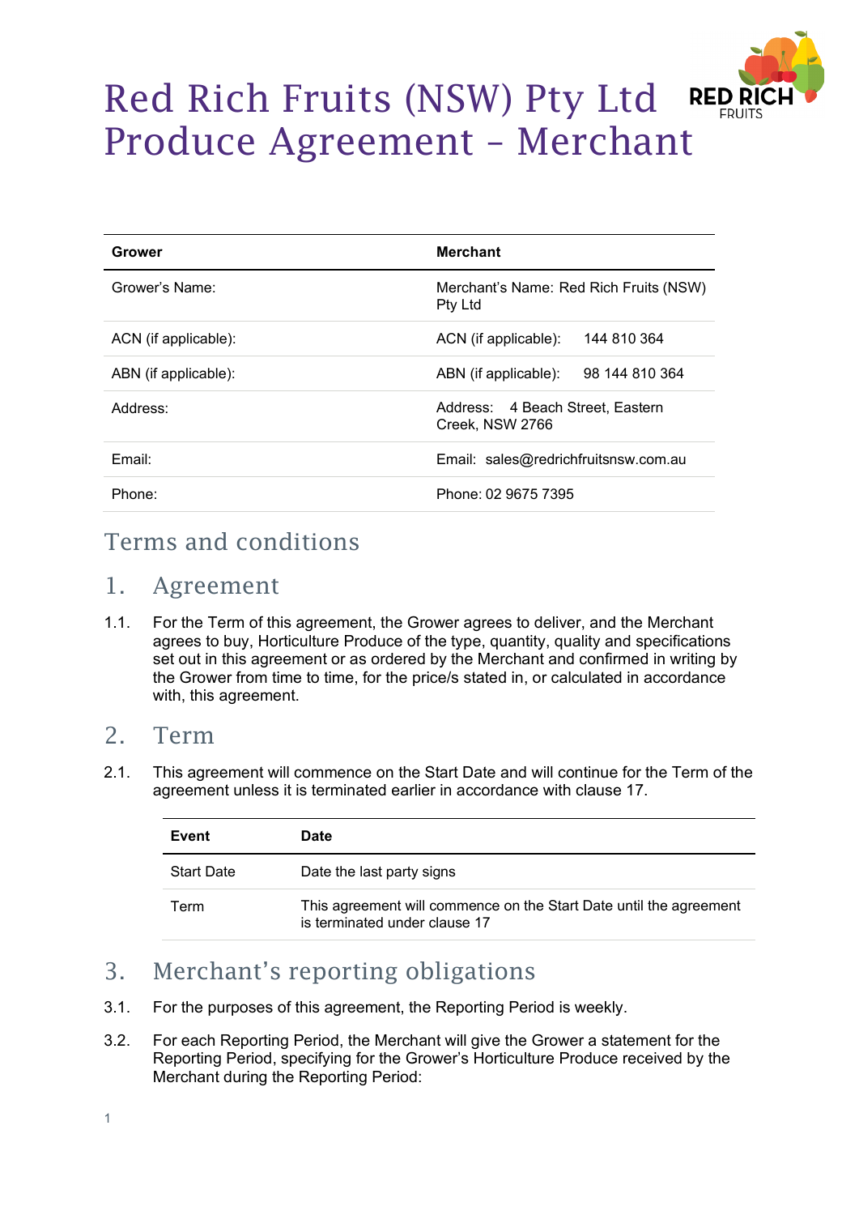# Red Rich Fruits (NSW) Pty Ltd Produce Agreement – Merchant

| Grower | Merchant |
| --- | --- |
| Grower's Name: | Merchant's Name: Red Rich Fruits (NSW) Pty Ltd |
| ACN (if applicable): | ACN (if applicable): 144 810 364 |
| ABN (if applicable): | ABN (if applicable): 98 144 810 364 |
| Address: | Address: 4 Beach Street, Eastern Creek, NSW 2766 |
| Email: | Email: sales@redrichfruitsnsw.com.au |
| Phone: | Phone: 02 9675 7395 |

## Terms and conditions

## 1. Agreement

1.1. For the Term of this agreement, the Grower agrees to deliver, and the Merchant agrees to buy, Horticulture Produce of the type, quantity, quality and specifications set out in this agreement or as ordered by the Merchant and confirmed in writing by the Grower from time to time, for the price/s stated in, or calculated in accordance with, this agreement.

## 2. Term

2.1. This agreement will commence on the Start Date and will continue for the Term of the agreement unless it is terminated earlier in accordance with clause 17.

| Event | Date |
| --- | --- |
| Start Date | Date the last party signs |
| Term | This agreement will commence on the Start Date until the agreement is terminated under clause 17 |

## 3. Merchant's reporting obligations

3.1. For the purposes of this agreement, the Reporting Period is weekly.

3.2. For each Reporting Period, the Merchant will give the Grower a statement for the Reporting Period, specifying for the Grower's Horticulture Produce received by the Merchant during the Reporting Period: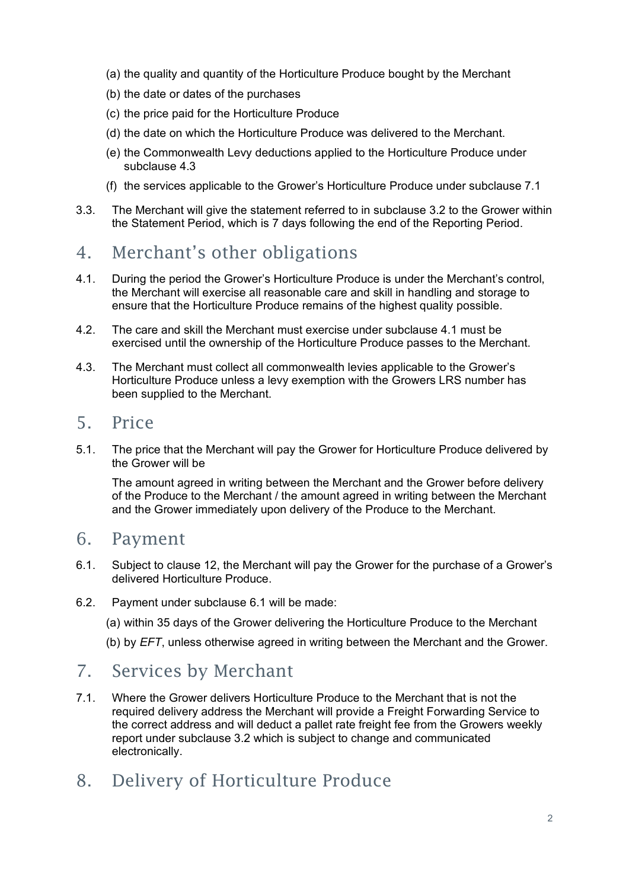(a) the quality and quantity of the Horticulture Produce bought by the Merchant

(b) the date or dates of the purchases

(c) the price paid for the Horticulture Produce

(d) the date on which the Horticulture Produce was delivered to the Merchant.

(e) the Commonwealth Levy deductions applied to the Horticulture Produce under subclause 4.3

(f) the services applicable to the Grower's Horticulture Produce under subclause 7.1

3.3. The Merchant will give the statement referred to in subclause 3.2 to the Grower within the Statement Period, which is 7 days following the end of the Reporting Period.

## 4. Merchant's other obligations

4.1. During the period the Grower's Horticulture Produce is under the Merchant's control, the Merchant will exercise all reasonable care and skill in handling and storage to ensure that the Horticulture Produce remains of the highest quality possible.

4.2. The care and skill the Merchant must exercise under subclause 4.1 must be exercised until the ownership of the Horticulture Produce passes to the Merchant.

4.3. The Merchant must collect all commonwealth levies applicable to the Grower's Horticulture Produce unless a levy exemption with the Growers LRS number has been supplied to the Merchant.

## 5. Price

5.1. The price that the Merchant will pay the Grower for Horticulture Produce delivered by the Grower will be

The amount agreed in writing between the Merchant and the Grower before delivery of the Produce to the Merchant / the amount agreed in writing between the Merchant and the Grower immediately upon delivery of the Produce to the Merchant.

## 6. Payment

6.1. Subject to clause 12, the Merchant will pay the Grower for the purchase of a Grower's delivered Horticulture Produce.

6.2. Payment under subclause 6.1 will be made:

(a) within 35 days of the Grower delivering the Horticulture Produce to the Merchant

(b) by *EFT*, unless otherwise agreed in writing between the Merchant and the Grower.

## 7. Services by Merchant

7.1. Where the Grower delivers Horticulture Produce to the Merchant that is not the required delivery address the Merchant will provide a Freight Forwarding Service to the correct address and will deduct a pallet rate freight fee from the Growers weekly report under subclause 3.2 which is subject to change and communicated electronically.

## 8. Delivery of Horticulture Produce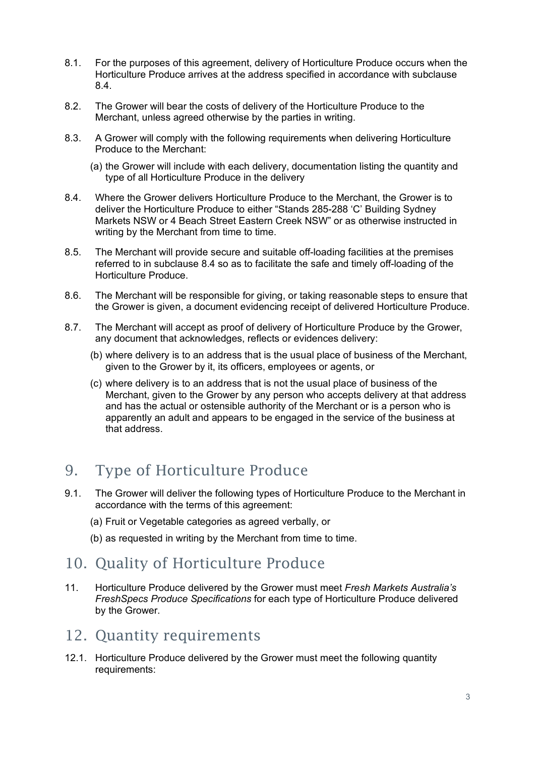8.1. For the purposes of this agreement, delivery of Horticulture Produce occurs when the Horticulture Produce arrives at the address specified in accordance with subclause 8.4.

8.2. The Grower will bear the costs of delivery of the Horticulture Produce to the Merchant, unless agreed otherwise by the parties in writing.

8.3. A Grower will comply with the following requirements when delivering Horticulture Produce to the Merchant:

(a) the Grower will include with each delivery, documentation listing the quantity and type of all Horticulture Produce in the delivery

8.4. Where the Grower delivers Horticulture Produce to the Merchant, the Grower is to deliver the Horticulture Produce to either "Stands 285-288 'C' Building Sydney Markets NSW or 4 Beach Street Eastern Creek NSW" or as otherwise instructed in writing by the Merchant from time to time.

8.5. The Merchant will provide secure and suitable off-loading facilities at the premises referred to in subclause 8.4 so as to facilitate the safe and timely off-loading of the Horticulture Produce.

8.6. The Merchant will be responsible for giving, or taking reasonable steps to ensure that the Grower is given, a document evidencing receipt of delivered Horticulture Produce.

8.7. The Merchant will accept as proof of delivery of Horticulture Produce by the Grower, any document that acknowledges, reflects or evidences delivery:

(b) where delivery is to an address that is the usual place of business of the Merchant, given to the Grower by it, its officers, employees or agents, or

(c) where delivery is to an address that is not the usual place of business of the Merchant, given to the Grower by any person who accepts delivery at that address and has the actual or ostensible authority of the Merchant or is a person who is apparently an adult and appears to be engaged in the service of the business at that address.

## 9. Type of Horticulture Produce

9.1. The Grower will deliver the following types of Horticulture Produce to the Merchant in accordance with the terms of this agreement:

(a) Fruit or Vegetable categories as agreed verbally, or

(b) as requested in writing by the Merchant from time to time.

## 10. Quality of Horticulture Produce

11. Horticulture Produce delivered by the Grower must meet *Fresh Markets Australia's FreshSpecs Produce Specifications* for each type of Horticulture Produce delivered by the Grower.

## 12. Quantity requirements

12.1. Horticulture Produce delivered by the Grower must meet the following quantity requirements: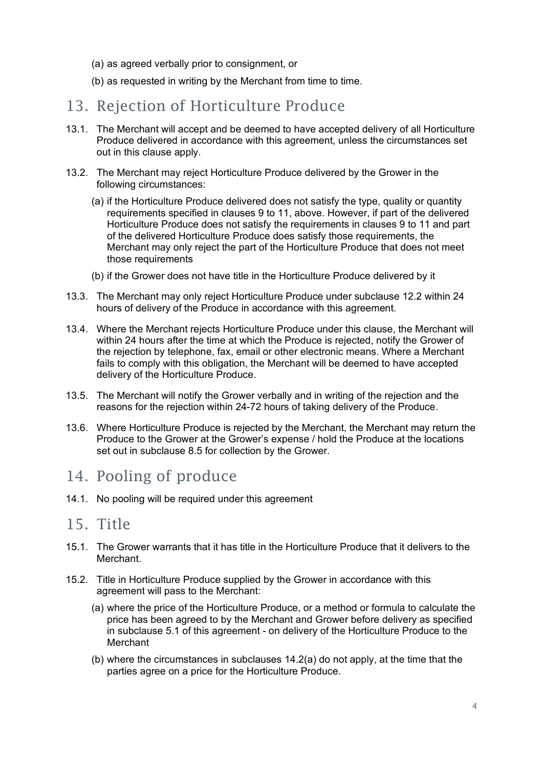(a) as agreed verbally prior to consignment, or

(b) as requested in writing by the Merchant from time to time.

## 13. Rejection of Horticulture Produce

13.1. The Merchant will accept and be deemed to have accepted delivery of all Horticulture Produce delivered in accordance with this agreement, unless the circumstances set out in this clause apply.

13.2. The Merchant may reject Horticulture Produce delivered by the Grower in the following circumstances:

(a) if the Horticulture Produce delivered does not satisfy the type, quality or quantity requirements specified in clauses 9 to 11, above. However, if part of the delivered Horticulture Produce does not satisfy the requirements in clauses 9 to 11 and part of the delivered Horticulture Produce does satisfy those requirements, the Merchant may only reject the part of the Horticulture Produce that does not meet those requirements

(b) if the Grower does not have title in the Horticulture Produce delivered by it

13.3. The Merchant may only reject Horticulture Produce under subclause 12.2 within 24 hours of delivery of the Produce in accordance with this agreement.

13.4. Where the Merchant rejects Horticulture Produce under this clause, the Merchant will within 24 hours after the time at which the Produce is rejected, notify the Grower of the rejection by telephone, fax, email or other electronic means. Where a Merchant fails to comply with this obligation, the Merchant will be deemed to have accepted delivery of the Horticulture Produce.

13.5. The Merchant will notify the Grower verbally and in writing of the rejection and the reasons for the rejection within 24-72 hours of taking delivery of the Produce.

13.6. Where Horticulture Produce is rejected by the Merchant, the Merchant may return the Produce to the Grower at the Grower's expense / hold the Produce at the locations set out in subclause 8.5 for collection by the Grower.

## 14. Pooling of produce

14.1. No pooling will be required under this agreement

## 15. Title

15.1. The Grower warrants that it has title in the Horticulture Produce that it delivers to the Merchant.

15.2. Title in Horticulture Produce supplied by the Grower in accordance with this agreement will pass to the Merchant:

(a) where the price of the Horticulture Produce, or a method or formula to calculate the price has been agreed to by the Merchant and Grower before delivery as specified in subclause 5.1 of this agreement - on delivery of the Horticulture Produce to the Merchant

(b) where the circumstances in subclauses 14.2(a) do not apply, at the time that the parties agree on a price for the Horticulture Produce.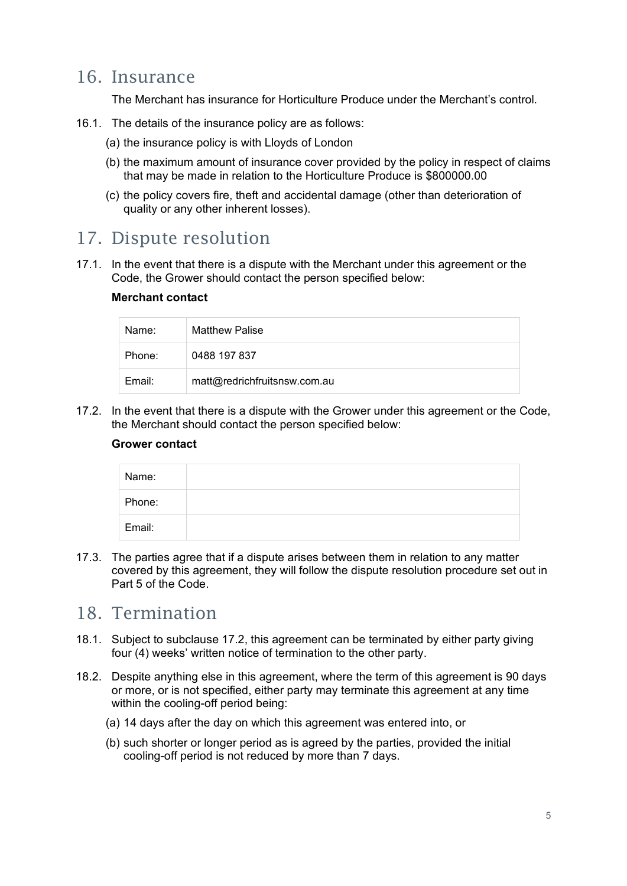## 16. Insurance

The Merchant has insurance for Horticulture Produce under the Merchant's control.

16.1. The details of the insurance policy are as follows:

(a) the insurance policy is with Lloyds of London

(b) the maximum amount of insurance cover provided by the policy in respect of claims that may be made in relation to the Horticulture Produce is $800000.00

(c) the policy covers fire, theft and accidental damage (other than deterioration of quality or any other inherent losses).

## 17. Dispute resolution

17.1. In the event that there is a dispute with the Merchant under this agreement or the Code, the Grower should contact the person specified below:

**Merchant contact**

| Name: | Matthew Palise |
|---|---|
| Phone: | 0488 197 837 |
| Email: | matt@redrichfruitsnsw.com.au |

17.2. In the event that there is a dispute with the Grower under this agreement or the Code, the Merchant should contact the person specified below:

**Grower contact**

| Name: | |
|---|---|
| Phone: | |
| Email: | |

17.3. The parties agree that if a dispute arises between them in relation to any matter covered by this agreement, they will follow the dispute resolution procedure set out in Part 5 of the Code.

## 18. Termination

18.1. Subject to subclause 17.2, this agreement can be terminated by either party giving four (4) weeks' written notice of termination to the other party.

18.2. Despite anything else in this agreement, where the term of this agreement is 90 days or more, or is not specified, either party may terminate this agreement at any time within the cooling-off period being:

(a) 14 days after the day on which this agreement was entered into, or

(b) such shorter or longer period as is agreed by the parties, provided the initial cooling-off period is not reduced by more than 7 days.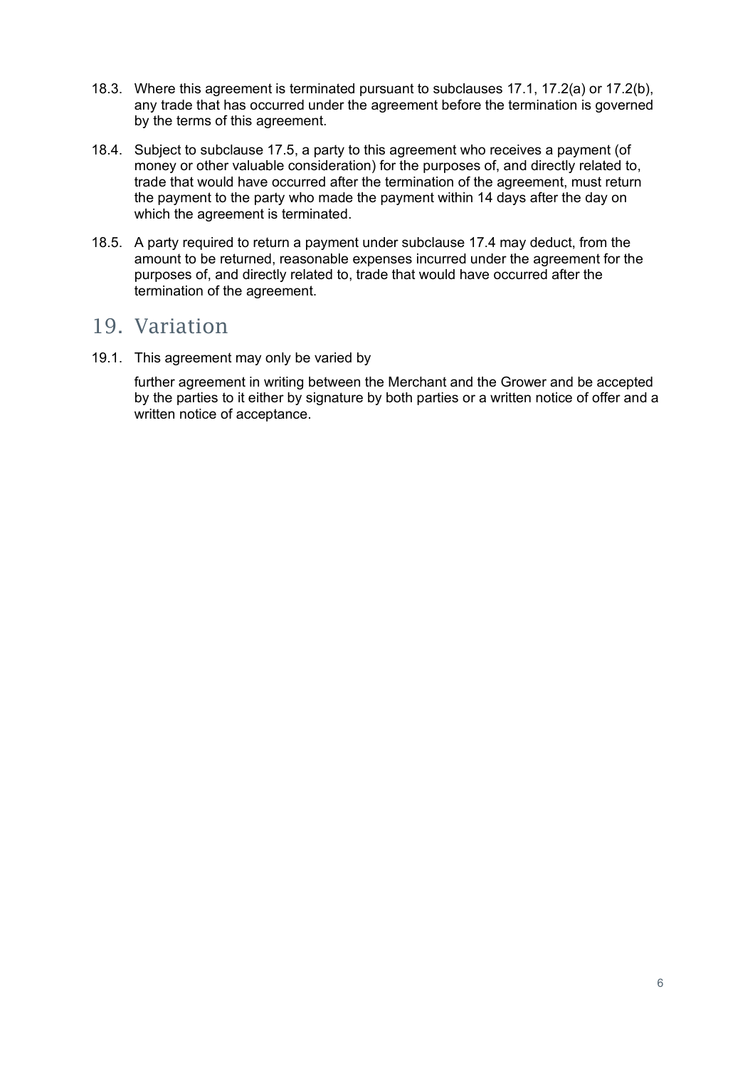18.3. Where this agreement is terminated pursuant to subclauses 17.1, 17.2(a) or 17.2(b), any trade that has occurred under the agreement before the termination is governed by the terms of this agreement.

18.4. Subject to subclause 17.5, a party to this agreement who receives a payment (of money or other valuable consideration) for the purposes of, and directly related to, trade that would have occurred after the termination of the agreement, must return the payment to the party who made the payment within 14 days after the day on which the agreement is terminated.

18.5. A party required to return a payment under subclause 17.4 may deduct, from the amount to be returned, reasonable expenses incurred under the agreement for the purposes of, and directly related to, trade that would have occurred after the termination of the agreement.

## 19. Variation

19.1. This agreement may only be varied by

further agreement in writing between the Merchant and the Grower and be accepted by the parties to it either by signature by both parties or a written notice of offer and a written notice of acceptance.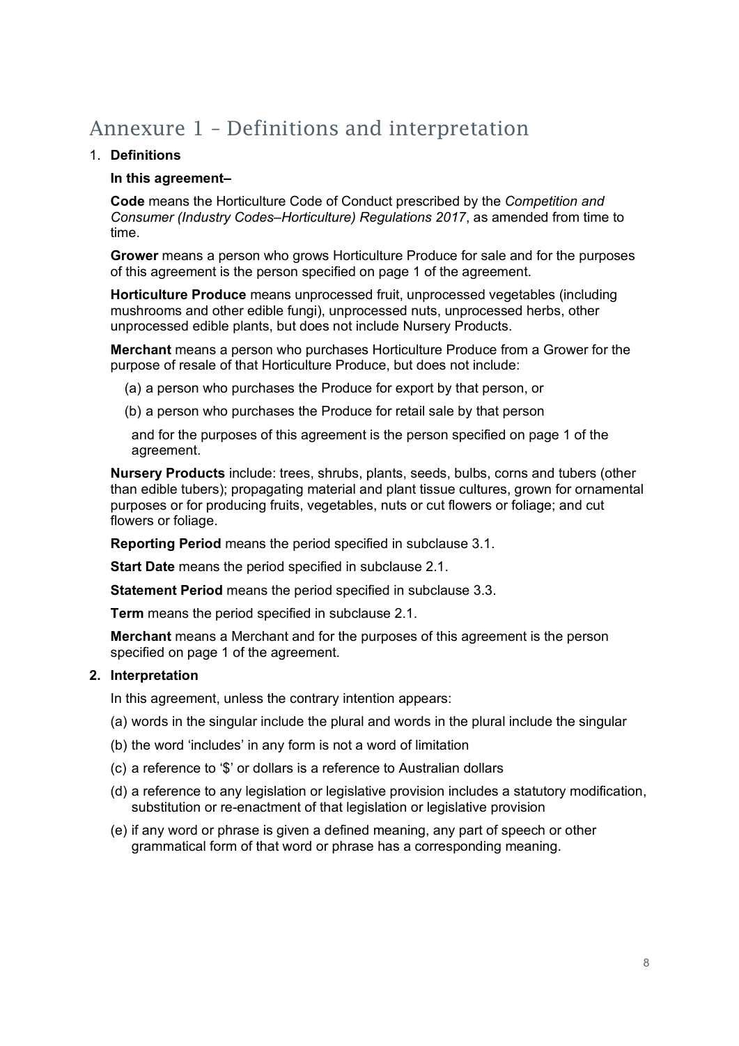# Annexure 1 – Definitions and interpretation

1. **Definitions**

   **In this agreement–**

   **Code** means the Horticulture Code of Conduct prescribed by the *Competition and Consumer (Industry Codes–Horticulture) Regulations 2017*, as amended from time to time.

   **Grower** means a person who grows Horticulture Produce for sale and for the purposes of this agreement is the person specified on page 1 of the agreement.

   **Horticulture Produce** means unprocessed fruit, unprocessed vegetables (including mushrooms and other edible fungi), unprocessed nuts, unprocessed herbs, other unprocessed edible plants, but does not include Nursery Products.

   **Merchant** means a person who purchases Horticulture Produce from a Grower for the purpose of resale of that Horticulture Produce, but does not include:

   (a) a person who purchases the Produce for export by that person, or

   (b) a person who purchases the Produce for retail sale by that person

   and for the purposes of this agreement is the person specified on page 1 of the agreement.

   **Nursery Products** include: trees, shrubs, plants, seeds, bulbs, corns and tubers (other than edible tubers); propagating material and plant tissue cultures, grown for ornamental purposes or for producing fruits, vegetables, nuts or cut flowers or foliage; and cut flowers or foliage.

   **Reporting Period** means the period specified in subclause 3.1.

   **Start Date** means the period specified in subclause 2.1.

   **Statement Period** means the period specified in subclause 3.3.

   **Term** means the period specified in subclause 2.1.

   **Merchant** means a Merchant and for the purposes of this agreement is the person specified on page 1 of the agreement.

2. **Interpretation**

   In this agreement, unless the contrary intention appears:

   (a) words in the singular include the plural and words in the plural include the singular

   (b) the word 'includes' in any form is not a word of limitation

   (c) a reference to '$' or dollars is a reference to Australian dollars

   (d) a reference to any legislation or legislative provision includes a statutory modification, substitution or re-enactment of that legislation or legislative provision

   (e) if any word or phrase is given a defined meaning, any part of speech or other grammatical form of that word or phrase has a corresponding meaning.